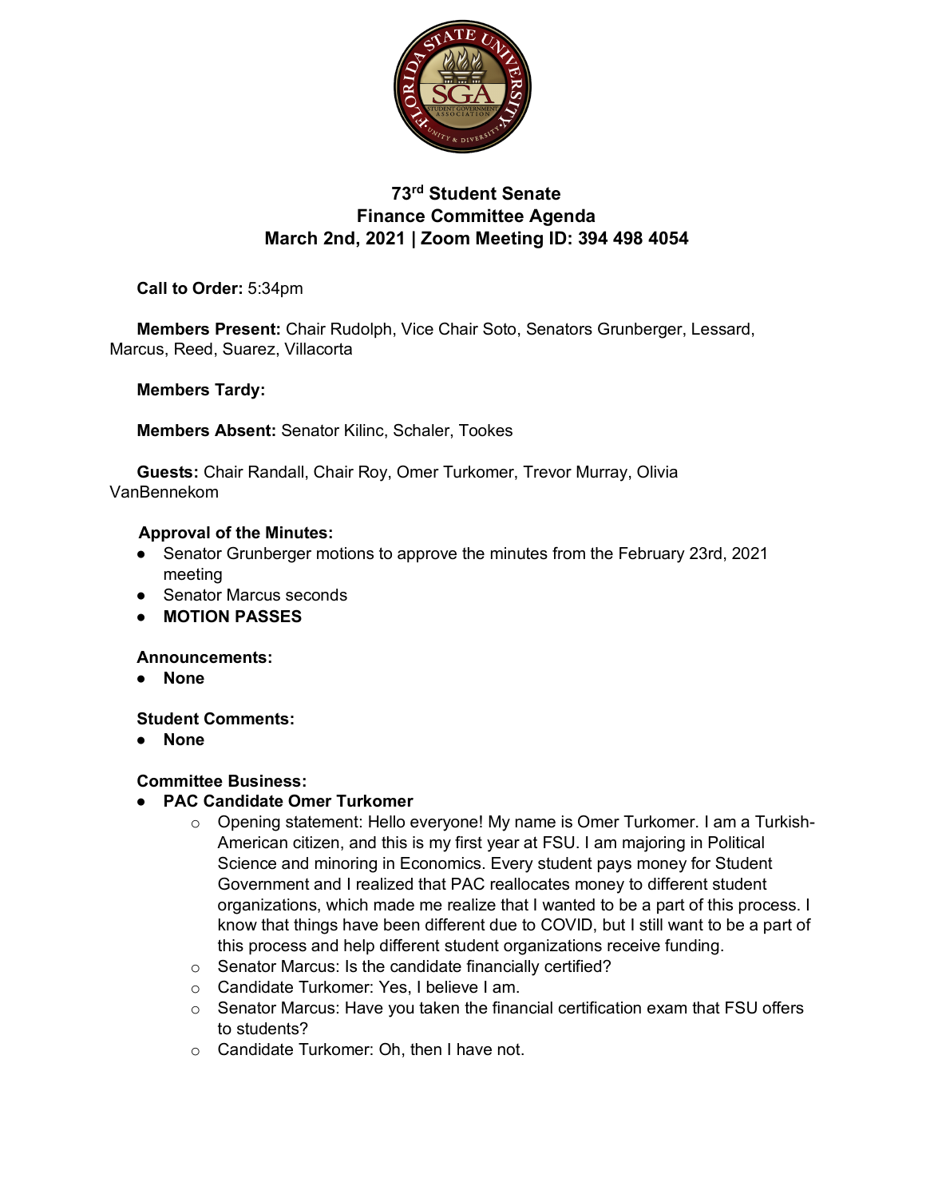# 73rd Student Senate
## Finance Committee Agenda
## March 2nd, 2021 | Zoom Meeting ID: 394 498 4054

**Call to Order:** 5:34pm

**Members Present:** Chair Rudolph, Vice Chair Soto, Senators Grunberger, Lessard, Marcus, Reed, Suarez, Villacorta

**Members Tardy:**

**Members Absent:** Senator Kilinc, Schaler, Tookes

**Guests:** Chair Randall, Chair Roy, Omer Turkomer, Trevor Murray, Olivia VanBennekom

**Approval of the Minutes:**
- Senator Grunberger motions to approve the minutes from the February 23rd, 2021 meeting
- Senator Marcus seconds
- **MOTION PASSES**

**Announcements:**
- **None**

**Student Comments:**
- **None**

**Committee Business:**
- **PAC Candidate Omer Turkomer**
  - Opening statement: Hello everyone! My name is Omer Turkomer. I am a Turkish-American citizen, and this is my first year at FSU. I am majoring in Political Science and minoring in Economics. Every student pays money for Student Government and I realized that PAC reallocates money to different student organizations, which made me realize that I wanted to be a part of this process. I know that things have been different due to COVID, but I still want to be a part of this process and help different student organizations receive funding.
  - Senator Marcus: Is the candidate financially certified?
  - Candidate Turkomer: Yes, I believe I am.
  - Senator Marcus: Have you taken the financial certification exam that FSU offers to students?
  - Candidate Turkomer: Oh, then I have not.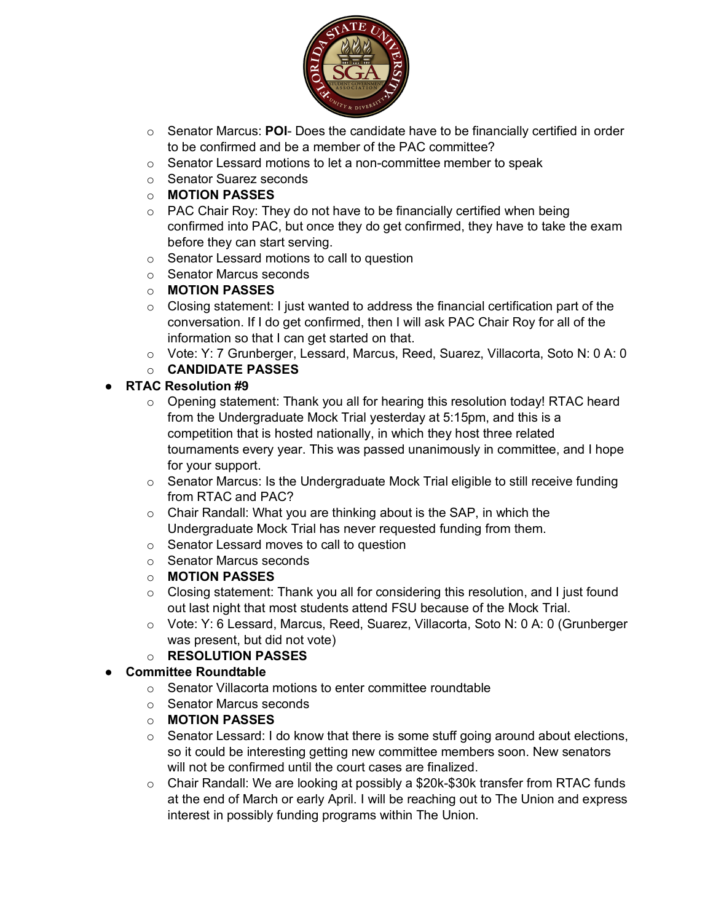- Senator Marcus: **POI**- Does the candidate have to be financially certified in order to be confirmed and be a member of the PAC committee?
- Senator Lessard motions to let a non-committee member to speak
- Senator Suarez seconds
- **MOTION PASSES**
- PAC Chair Roy: They do not have to be financially certified when being confirmed into PAC, but once they do get confirmed, they have to take the exam before they can start serving.
- Senator Lessard motions to call to question
- Senator Marcus seconds
- **MOTION PASSES**
- Closing statement: I just wanted to address the financial certification part of the conversation. If I do get confirmed, then I will ask PAC Chair Roy for all of the information so that I can get started on that.
- Vote: Y: 7 Grunberger, Lessard, Marcus, Reed, Suarez, Villacorta, Soto N: 0 A: 0
- **CANDIDATE PASSES**

- **RTAC Resolution #9**
  - Opening statement: Thank you all for hearing this resolution today! RTAC heard from the Undergraduate Mock Trial yesterday at 5:15pm, and this is a competition that is hosted nationally, in which they host three related tournaments every year. This was passed unanimously in committee, and I hope for your support.
  - Senator Marcus: Is the Undergraduate Mock Trial eligible to still receive funding from RTAC and PAC?
  - Chair Randall: What you are thinking about is the SAP, in which the Undergraduate Mock Trial has never requested funding from them.
  - Senator Lessard moves to call to question
  - Senator Marcus seconds
  - **MOTION PASSES**
  - Closing statement: Thank you all for considering this resolution, and I just found out last night that most students attend FSU because of the Mock Trial.
  - Vote: Y: 6 Lessard, Marcus, Reed, Suarez, Villacorta, Soto N: 0 A: 0 (Grunberger was present, but did not vote)
  - **RESOLUTION PASSES**
- **Committee Roundtable**
  - Senator Villacorta motions to enter committee roundtable
  - Senator Marcus seconds
  - **MOTION PASSES**
  - Senator Lessard: I do know that there is some stuff going around about elections, so it could be interesting getting new committee members soon. New senators will not be confirmed until the court cases are finalized.
  - Chair Randall: We are looking at possibly a $20k-$30k transfer from RTAC funds at the end of March or early April. I will be reaching out to The Union and express interest in possibly funding programs within The Union.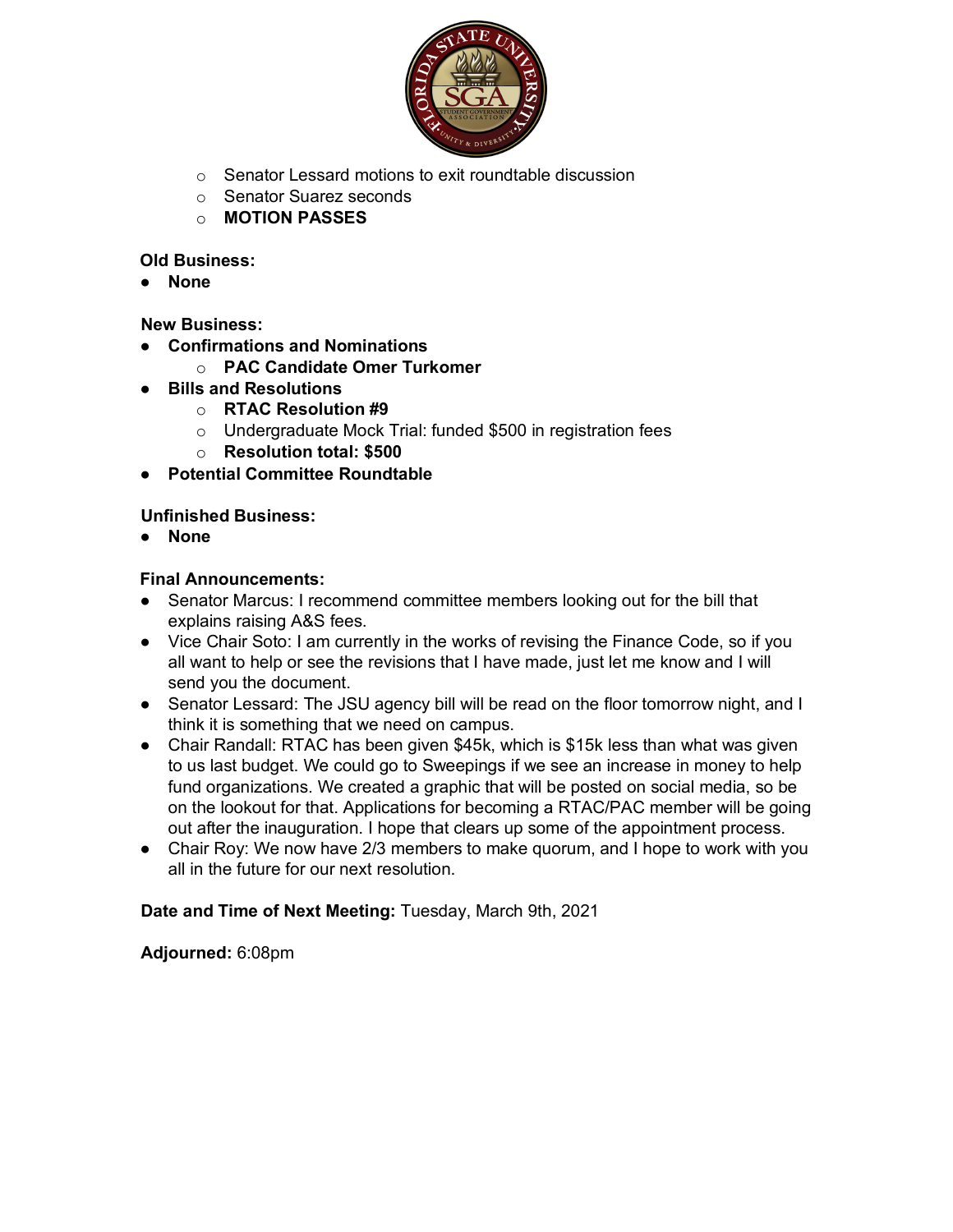- Senator Lessard motions to exit roundtable discussion
- Senator Suarez seconds
- **MOTION PASSES**

**Old Business:**

- **None**

**New Business:**

- **Confirmations and Nominations**
  - **PAC Candidate Omer Turkomer**
- **Bills and Resolutions**
  - **RTAC Resolution #9**
  - Undergraduate Mock Trial: funded $500 in registration fees
  - **Resolution total: $500**
- **Potential Committee Roundtable**

**Unfinished Business:**

- **None**

**Final Announcements:**

- Senator Marcus: I recommend committee members looking out for the bill that explains raising A&S fees.
- Vice Chair Soto: I am currently in the works of revising the Finance Code, so if you all want to help or see the revisions that I have made, just let me know and I will send you the document.
- Senator Lessard: The JSU agency bill will be read on the floor tomorrow night, and I think it is something that we need on campus.
- Chair Randall: RTAC has been given $45k, which is $15k less than what was given to us last budget. We could go to Sweepings if we see an increase in money to help fund organizations. We created a graphic that will be posted on social media, so be on the lookout for that. Applications for becoming a RTAC/PAC member will be going out after the inauguration. I hope that clears up some of the appointment process.
- Chair Roy: We now have 2/3 members to make quorum, and I hope to work with you all in the future for our next resolution.

**Date and Time of Next Meeting:** Tuesday, March 9th, 2021

**Adjourned:** 6:08pm